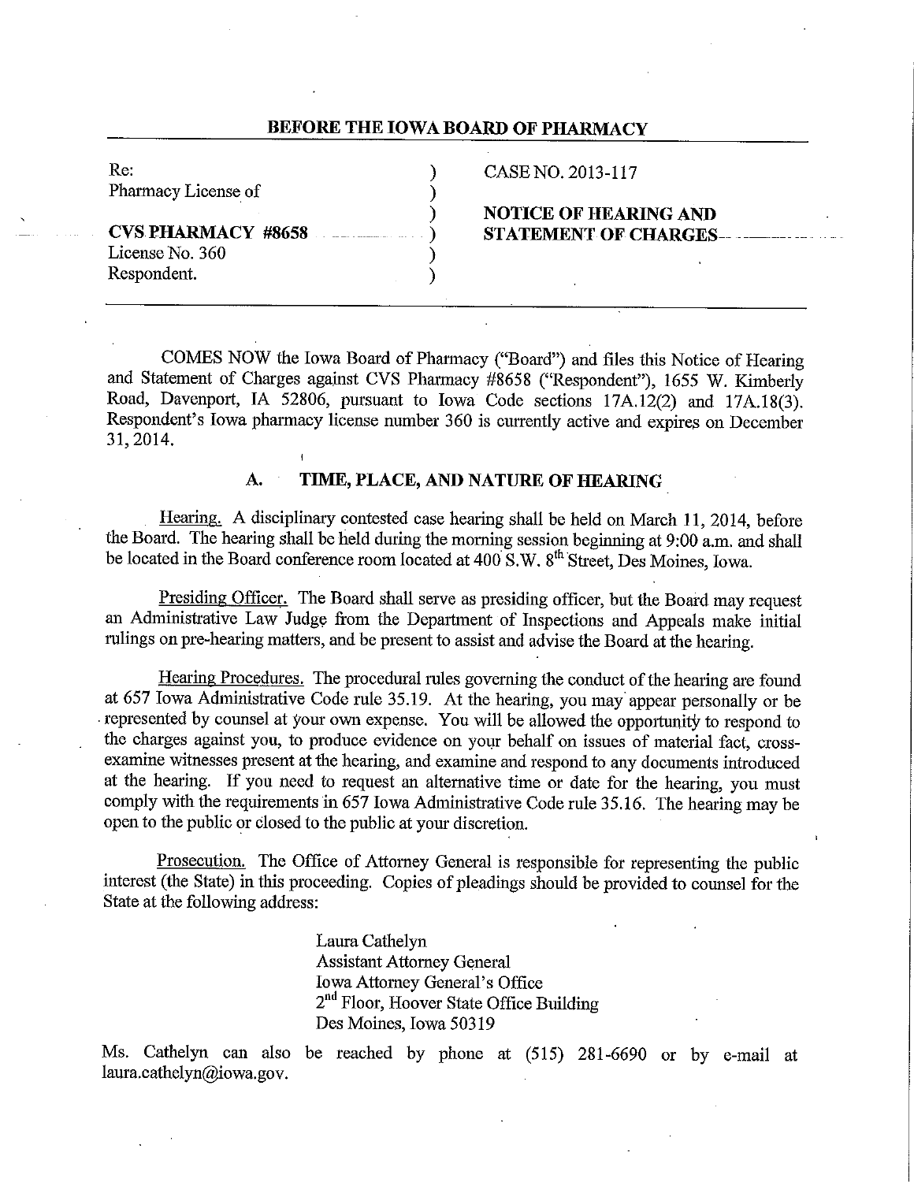**BEFORE THE IOWA BOARD OF PHARMACY**

| | | |
|---|---|---|
| Re: | ) | CASE NO. 2013-117 |
| Pharmacy License of | ) | |
| | ) | **NOTICE OF HEARING AND** |
| **CVS PHARMACY #8658** | ) | **STATEMENT OF CHARGES** |
| License No. 360 | ) | |
| Respondent. | ) | |

COMES NOW the Iowa Board of Pharmacy ("Board") and files this Notice of Hearing and Statement of Charges against CVS Pharmacy #8658 ("Respondent"), 1655 W. Kimberly Road, Davenport, IA 52806, pursuant to Iowa Code sections 17A.12(2) and 17A.18(3). Respondent's Iowa pharmacy license number 360 is currently active and expires on December 31, 2014.

## A. TIME, PLACE, AND NATURE OF HEARING

Hearing. A disciplinary contested case hearing shall be held on March 11, 2014, before the Board. The hearing shall be held during the morning session beginning at 9:00 a.m. and shall be located in the Board conference room located at 400 S.W. 8th Street, Des Moines, Iowa.

Presiding Officer. The Board shall serve as presiding officer, but the Board may request an Administrative Law Judge from the Department of Inspections and Appeals make initial rulings on pre-hearing matters, and be present to assist and advise the Board at the hearing.

Hearing Procedures. The procedural rules governing the conduct of the hearing are found at 657 Iowa Administrative Code rule 35.19. At the hearing, you may appear personally or be represented by counsel at your own expense. You will be allowed the opportunity to respond to the charges against you, to produce evidence on your behalf on issues of material fact, cross-examine witnesses present at the hearing, and examine and respond to any documents introduced at the hearing. If you need to request an alternative time or date for the hearing, you must comply with the requirements in 657 Iowa Administrative Code rule 35.16. The hearing may be open to the public or closed to the public at your discretion.

Prosecution. The Office of Attorney General is responsible for representing the public interest (the State) in this proceeding. Copies of pleadings should be provided to counsel for the State at the following address:

Laura Cathelyn
Assistant Attorney General
Iowa Attorney General's Office
2nd Floor, Hoover State Office Building
Des Moines, Iowa 50319

Ms. Cathelyn can also be reached by phone at (515) 281-6690 or by e-mail at laura.cathelyn@iowa.gov.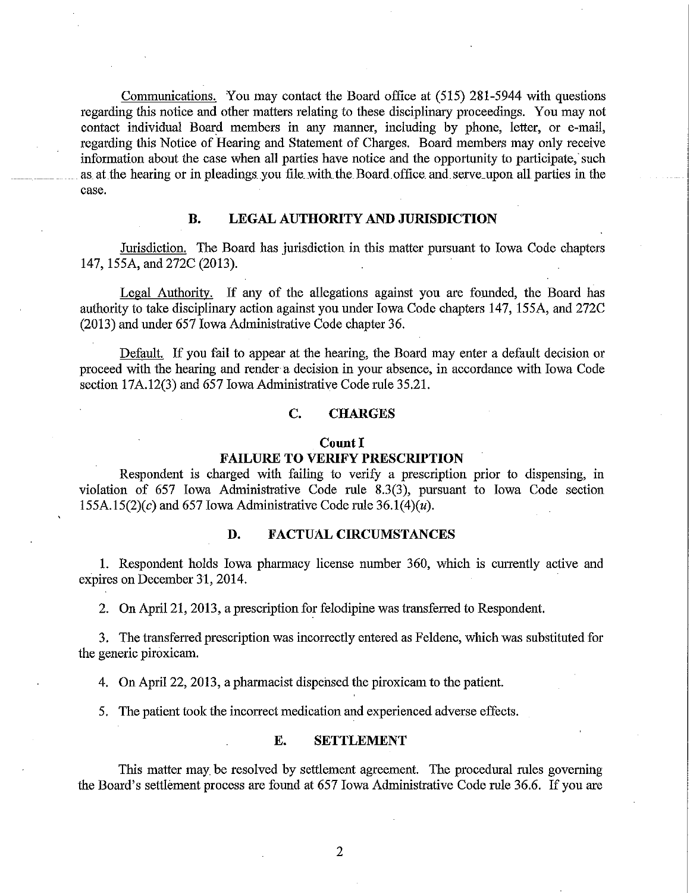Communications. You may contact the Board office at (515) 281-5944 with questions regarding this notice and other matters relating to these disciplinary proceedings. You may not contact individual Board members in any manner, including by phone, letter, or e-mail, regarding this Notice of Hearing and Statement of Charges. Board members may only receive information about the case when all parties have notice and the opportunity to participate, such as at the hearing or in pleadings you file with the Board office and serve upon all parties in the case.

## B. LEGAL AUTHORITY AND JURISDICTION

Jurisdiction. The Board has jurisdiction in this matter pursuant to Iowa Code chapters 147, 155A, and 272C (2013).

Legal Authority. If any of the allegations against you are founded, the Board has authority to take disciplinary action against you under Iowa Code chapters 147, 155A, and 272C (2013) and under 657 Iowa Administrative Code chapter 36.

Default. If you fail to appear at the hearing, the Board may enter a default decision or proceed with the hearing and render a decision in your absence, in accordance with Iowa Code section 17A.12(3) and 657 Iowa Administrative Code rule 35.21.

## C. CHARGES

**Count I**

**FAILURE TO VERIFY PRESCRIPTION**

Respondent is charged with failing to verify a prescription prior to dispensing, in violation of 657 Iowa Administrative Code rule 8.3(3), pursuant to Iowa Code section 155A.15(2)(*c*) and 657 Iowa Administrative Code rule 36.1(4)(*u*).

## D. FACTUAL CIRCUMSTANCES

1. Respondent holds Iowa pharmacy license number 360, which is currently active and expires on December 31, 2014.

2. On April 21, 2013, a prescription for felodipine was transferred to Respondent.

3. The transferred prescription was incorrectly entered as Feldene, which was substituted for the generic piroxicam.

4. On April 22, 2013, a pharmacist dispensed the piroxicam to the patient.

5. The patient took the incorrect medication and experienced adverse effects.

## E. SETTLEMENT

This matter may be resolved by settlement agreement. The procedural rules governing the Board's settlement process are found at 657 Iowa Administrative Code rule 36.6. If you are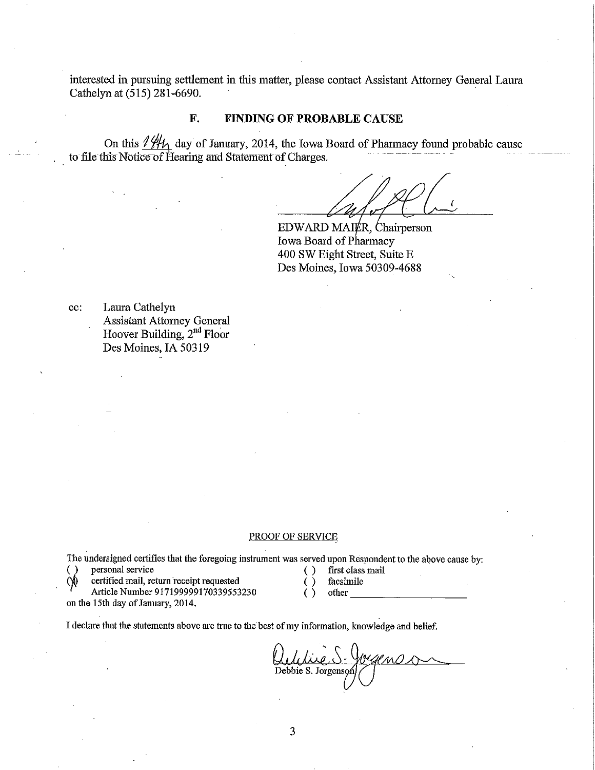interested in pursuing settlement in this matter, please contact Assistant Attorney General Laura Cathelyn at (515) 281-6690.

## F. FINDING OF PROBABLE CAUSE

On this 14th day of January, 2014, the Iowa Board of Pharmacy found probable cause to file this Notice of Hearing and Statement of Charges.

EDWARD MAIER, Chairperson
Iowa Board of Pharmacy
400 SW Eight Street, Suite E
Des Moines, Iowa 50309-4688

cc: Laura Cathelyn
Assistant Attorney General
Hoover Building, 2nd Floor
Des Moines, IA 50319

PROOF OF SERVICE

The undersigned certifies that the foregoing instrument was served upon Respondent to the above cause by:

( ) personal service
(X) certified mail, return receipt requested
Article Number 9171999991703395553230
( ) first class mail
( ) facsimile
( ) other ____________________

on the 15th day of January, 2014.

I declare that the statements above are true to the best of my information, knowledge and belief.

Debbie S. Jorgenson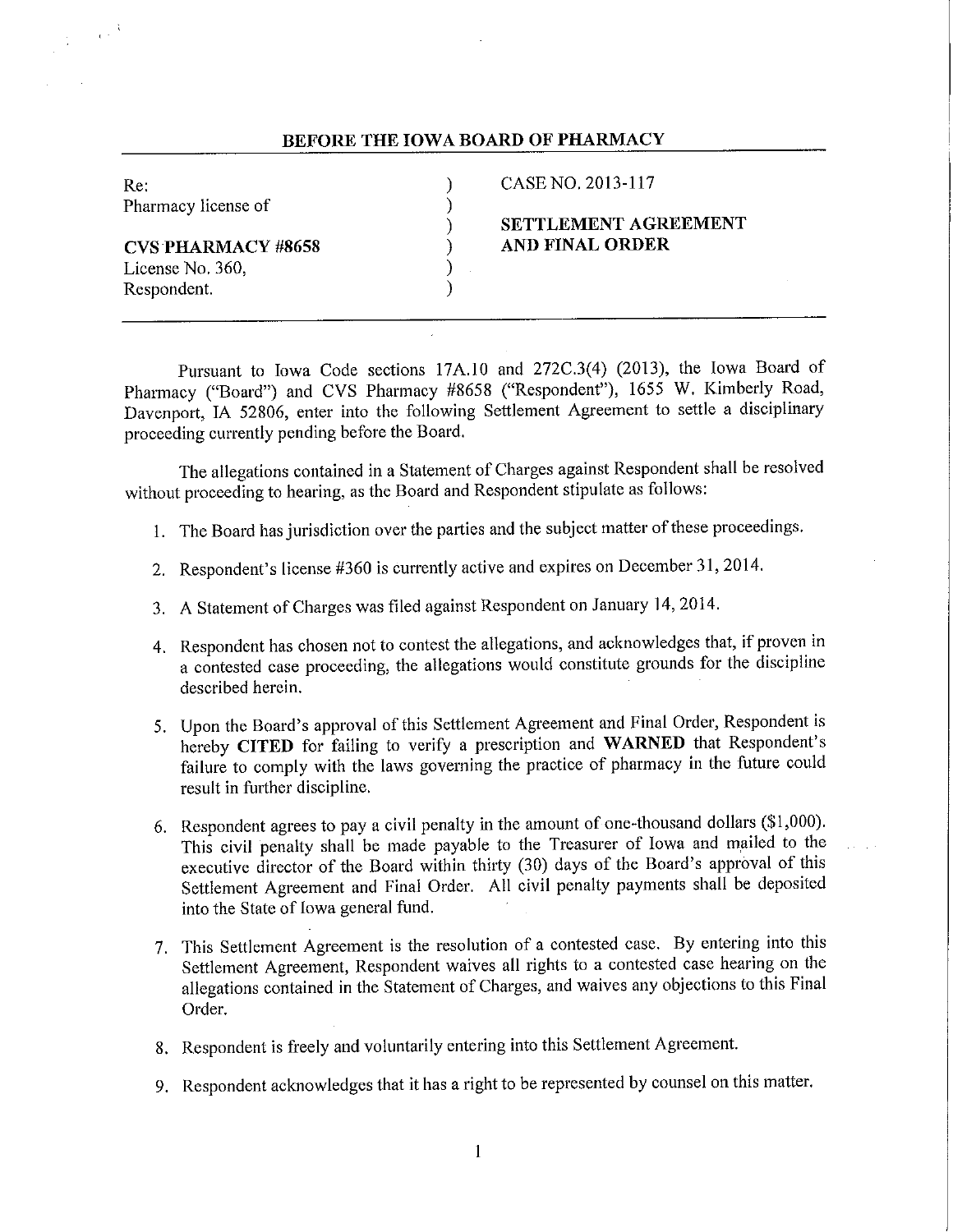**BEFORE THE IOWA BOARD OF PHARMACY**

| | | |
|---|---|---|
| Re: | ) | CASE NO. 2013-117 |
| Pharmacy license of | ) | |
| | ) | **SETTLEMENT AGREEMENT** |
| **CVS PHARMACY #8658** | ) | **AND FINAL ORDER** |
| License No. 360, | ) | |
| Respondent. | ) | |

Pursuant to Iowa Code sections 17A.10 and 272C.3(4) (2013), the Iowa Board of Pharmacy ("Board") and CVS Pharmacy #8658 ("Respondent"), 1655 W. Kimberly Road, Davenport, IA 52806, enter into the following Settlement Agreement to settle a disciplinary proceeding currently pending before the Board.

The allegations contained in a Statement of Charges against Respondent shall be resolved without proceeding to hearing, as the Board and Respondent stipulate as follows:

1. The Board has jurisdiction over the parties and the subject matter of these proceedings.
2. Respondent's license #360 is currently active and expires on December 31, 2014.
3. A Statement of Charges was filed against Respondent on January 14, 2014.
4. Respondent has chosen not to contest the allegations, and acknowledges that, if proven in a contested case proceeding, the allegations would constitute grounds for the discipline described herein.
5. Upon the Board's approval of this Settlement Agreement and Final Order, Respondent is hereby **CITED** for failing to verify a prescription and **WARNED** that Respondent's failure to comply with the laws governing the practice of pharmacy in the future could result in further discipline.
6. Respondent agrees to pay a civil penalty in the amount of one-thousand dollars ($1,000). This civil penalty shall be made payable to the Treasurer of Iowa and mailed to the executive director of the Board within thirty (30) days of the Board's approval of this Settlement Agreement and Final Order. All civil penalty payments shall be deposited into the State of Iowa general fund.
7. This Settlement Agreement is the resolution of a contested case. By entering into this Settlement Agreement, Respondent waives all rights to a contested case hearing on the allegations contained in the Statement of Charges, and waives any objections to this Final Order.
8. Respondent is freely and voluntarily entering into this Settlement Agreement.
9. Respondent acknowledges that it has a right to be represented by counsel on this matter.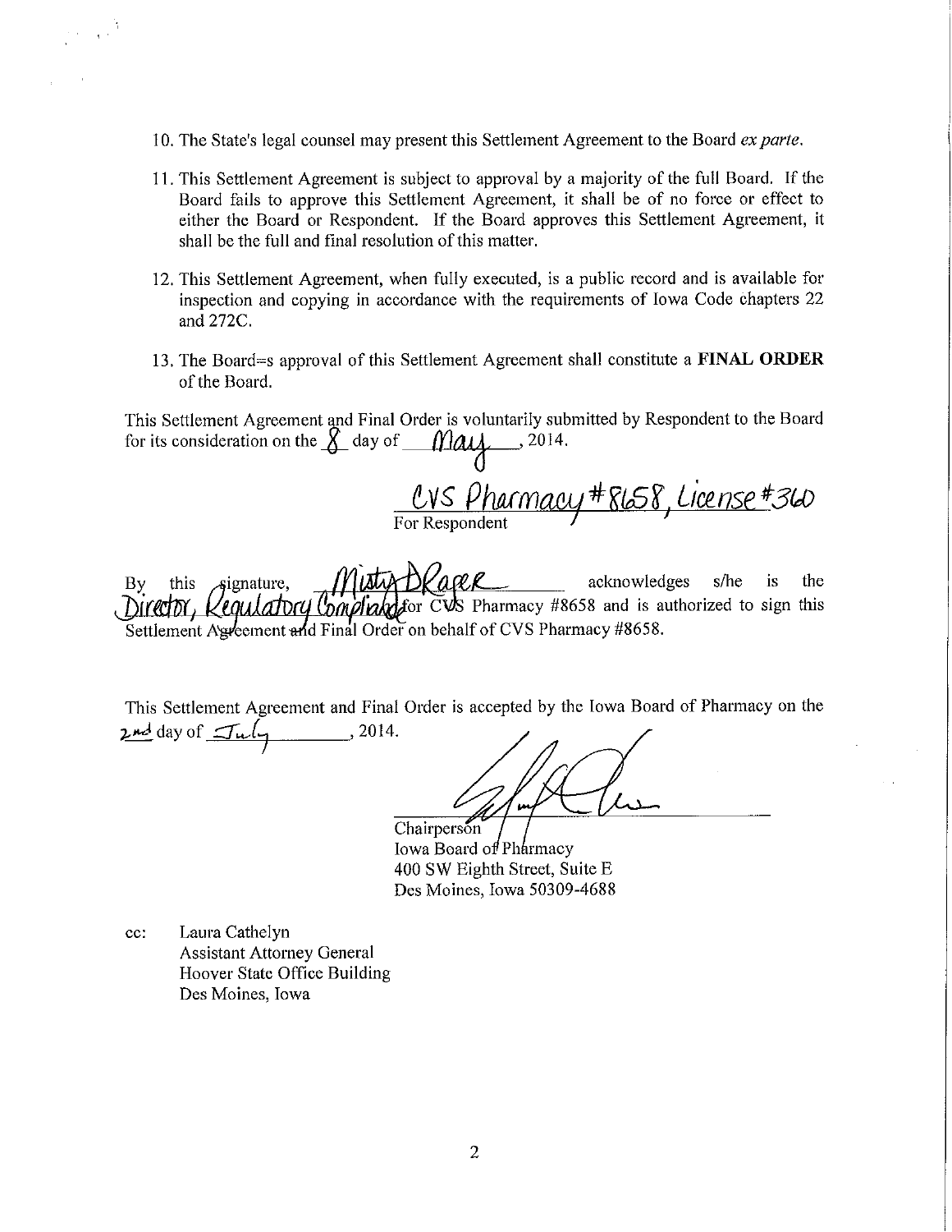10. The State's legal counsel may present this Settlement Agreement to the Board *ex parte*.

11. This Settlement Agreement is subject to approval by a majority of the full Board. If the Board fails to approve this Settlement Agreement, it shall be of no force or effect to either the Board or Respondent. If the Board approves this Settlement Agreement, it shall be the full and final resolution of this matter.

12. This Settlement Agreement, when fully executed, is a public record and is available for inspection and copying in accordance with the requirements of Iowa Code chapters 22 and 272C.

13. The Board=s approval of this Settlement Agreement shall constitute a **FINAL ORDER** of the Board.

This Settlement Agreement and Final Order is voluntarily submitted by Respondent to the Board for its consideration on the 8 day of May, 2014.

CVS Pharmacy #8658, License #360
For Respondent

By this signature, Misty Draper acknowledges s/he is the Director, Regulatory Compliance for CVS Pharmacy #8658 and is authorized to sign this Settlement Agreement and Final Order on behalf of CVS Pharmacy #8658.

This Settlement Agreement and Final Order is accepted by the Iowa Board of Pharmacy on the 2nd day of July, 2014.

Chairperson
Iowa Board of Pharmacy
400 SW Eighth Street, Suite E
Des Moines, Iowa 50309-4688

cc: Laura Cathelyn
Assistant Attorney General
Hoover State Office Building
Des Moines, Iowa